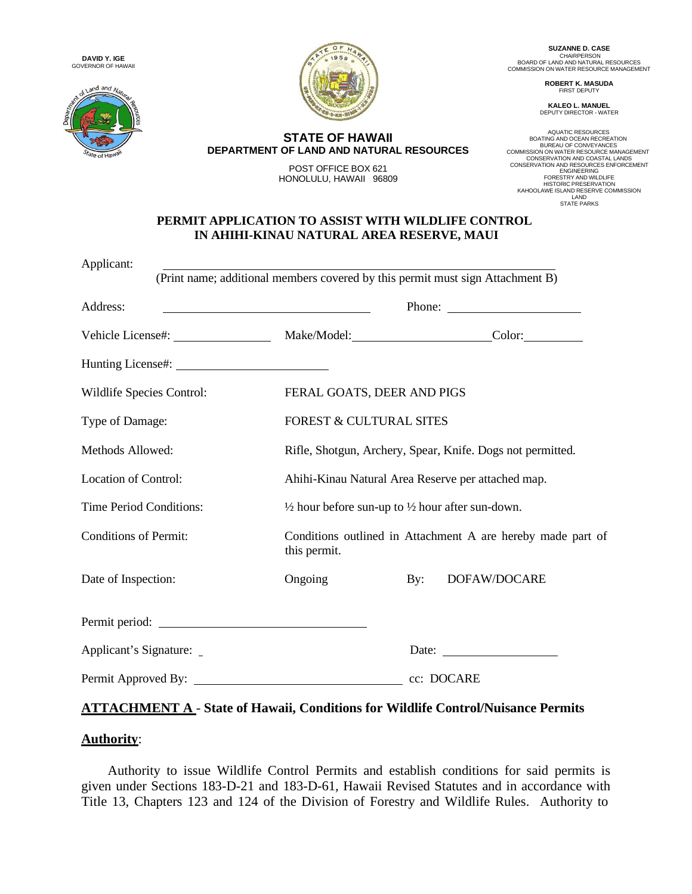**DAVID Y. IGE**
GOVERNOR OF HAWAII

**STATE OF HAWAII**
**DEPARTMENT OF LAND AND NATURAL RESOURCES**

POST OFFICE BOX 621
HONOLULU, HAWAII 96809

**SUZANNE D. CASE**
CHAIRPERSON
BOARD OF LAND AND NATURAL RESOURCES
COMMISSION ON WATER RESOURCE MANAGEMENT

**ROBERT K. MASUDA**
FIRST DEPUTY

**KALEO L. MANUEL**
DEPUTY DIRECTOR - WATER

AQUATIC RESOURCES
BOATING AND OCEAN RECREATION
BUREAU OF CONVEYANCES
COMMISSION ON WATER RESOURCE MANAGEMENT
CONSERVATION AND COASTAL LANDS
CONSERVATION AND RESOURCES ENFORCEMENT
ENGINEERING
FORESTRY AND WILDLIFE
HISTORIC PRESERVATION
KAHOOLAWE ISLAND RESERVE COMMISSION
LAND
STATE PARKS

## PERMIT APPLICATION TO ASSIST WITH WILDLIFE CONTROL IN AHIHI-KINAU NATURAL AREA RESERVE, MAUI

Applicant: ____________________________________________
(Print name; additional members covered by this permit must sign Attachment B)

Address: ______________________________ Phone: ____________________

Vehicle License#: ______________ Make/Model: ____________________ Color: __________

Hunting License#: ______________________

Wildlife Species Control: FERAL GOATS, DEER AND PIGS

Type of Damage: FOREST & CULTURAL SITES

Methods Allowed: Rifle, Shotgun, Archery, Spear, Knife. Dogs not permitted.

Location of Control: Ahihi-Kinau Natural Area Reserve per attached map.

Time Period Conditions: ½ hour before sun-up to ½ hour after sun-down.

Conditions of Permit: Conditions outlined in Attachment A are hereby made part of this permit.

Date of Inspection: Ongoing By: DOFAW/DOCARE

Permit period: ______________________________

Applicant's Signature: _ Date: __________________

Permit Approved By: ______________________________ cc: DOCARE

## ATTACHMENT A - State of Hawaii, Conditions for Wildlife Control/Nuisance Permits

### Authority:

Authority to issue Wildlife Control Permits and establish conditions for said permits is given under Sections 183-D-21 and 183-D-61, Hawaii Revised Statutes and in accordance with Title 13, Chapters 123 and 124 of the Division of Forestry and Wildlife Rules. Authority to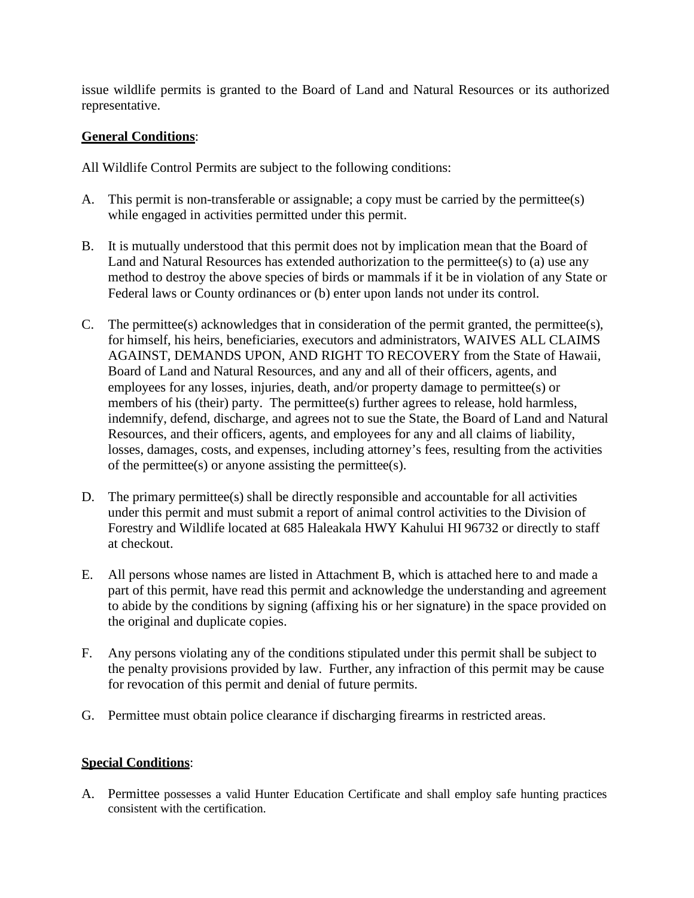issue wildlife permits is granted to the Board of Land and Natural Resources or its authorized representative.

**General Conditions**:

All Wildlife Control Permits are subject to the following conditions:

A. This permit is non-transferable or assignable; a copy must be carried by the permittee(s) while engaged in activities permitted under this permit.

B. It is mutually understood that this permit does not by implication mean that the Board of Land and Natural Resources has extended authorization to the permittee(s) to (a) use any method to destroy the above species of birds or mammals if it be in violation of any State or Federal laws or County ordinances or (b) enter upon lands not under its control.

C. The permittee(s) acknowledges that in consideration of the permit granted, the permittee(s), for himself, his heirs, beneficiaries, executors and administrators, WAIVES ALL CLAIMS AGAINST, DEMANDS UPON, AND RIGHT TO RECOVERY from the State of Hawaii, Board of Land and Natural Resources, and any and all of their officers, agents, and employees for any losses, injuries, death, and/or property damage to permittee(s) or members of his (their) party. The permittee(s) further agrees to release, hold harmless, indemnify, defend, discharge, and agrees not to sue the State, the Board of Land and Natural Resources, and their officers, agents, and employees for any and all claims of liability, losses, damages, costs, and expenses, including attorney's fees, resulting from the activities of the permittee(s) or anyone assisting the permittee(s).

D. The primary permittee(s) shall be directly responsible and accountable for all activities under this permit and must submit a report of animal control activities to the Division of Forestry and Wildlife located at 685 Haleakala HWY Kahului HI 96732 or directly to staff at checkout.

E. All persons whose names are listed in Attachment B, which is attached here to and made a part of this permit, have read this permit and acknowledge the understanding and agreement to abide by the conditions by signing (affixing his or her signature) in the space provided on the original and duplicate copies.

F. Any persons violating any of the conditions stipulated under this permit shall be subject to the penalty provisions provided by law. Further, any infraction of this permit may be cause for revocation of this permit and denial of future permits.

G. Permittee must obtain police clearance if discharging firearms in restricted areas.

**Special Conditions**:

A. Permittee possesses a valid Hunter Education Certificate and shall employ safe hunting practices consistent with the certification.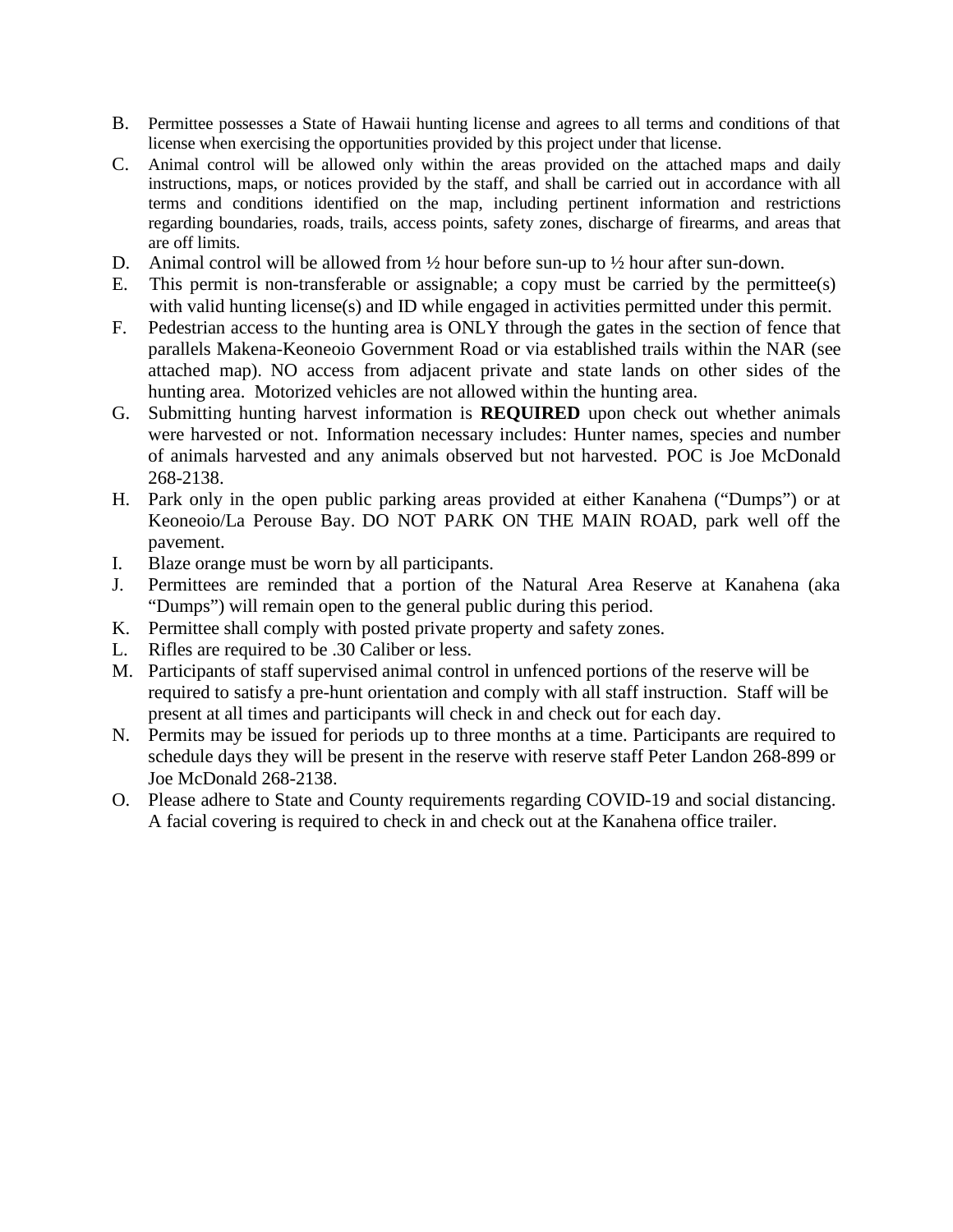B. Permittee possesses a State of Hawaii hunting license and agrees to all terms and conditions of that license when exercising the opportunities provided by this project under that license.

C. Animal control will be allowed only within the areas provided on the attached maps and daily instructions, maps, or notices provided by the staff, and shall be carried out in accordance with all terms and conditions identified on the map, including pertinent information and restrictions regarding boundaries, roads, trails, access points, safety zones, discharge of firearms, and areas that are off limits.

D. Animal control will be allowed from ½ hour before sun-up to ½ hour after sun-down.

E. This permit is non-transferable or assignable; a copy must be carried by the permittee(s) with valid hunting license(s) and ID while engaged in activities permitted under this permit.

F. Pedestrian access to the hunting area is ONLY through the gates in the section of fence that parallels Makena-Keoneoio Government Road or via established trails within the NAR (see attached map). NO access from adjacent private and state lands on other sides of the hunting area. Motorized vehicles are not allowed within the hunting area.

G. Submitting hunting harvest information is **REQUIRED** upon check out whether animals were harvested or not. Information necessary includes: Hunter names, species and number of animals harvested and any animals observed but not harvested. POC is Joe McDonald 268-2138.

H. Park only in the open public parking areas provided at either Kanahena ("Dumps") or at Keoneoio/La Perouse Bay. DO NOT PARK ON THE MAIN ROAD, park well off the pavement.

I. Blaze orange must be worn by all participants.

J. Permittees are reminded that a portion of the Natural Area Reserve at Kanahena (aka "Dumps") will remain open to the general public during this period.

K. Permittee shall comply with posted private property and safety zones.

L. Rifles are required to be .30 Caliber or less.

M. Participants of staff supervised animal control in unfenced portions of the reserve will be required to satisfy a pre-hunt orientation and comply with all staff instruction. Staff will be present at all times and participants will check in and check out for each day.

N. Permits may be issued for periods up to three months at a time. Participants are required to schedule days they will be present in the reserve with reserve staff Peter Landon 268-899 or Joe McDonald 268-2138.

O. Please adhere to State and County requirements regarding COVID-19 and social distancing. A facial covering is required to check in and check out at the Kanahena office trailer.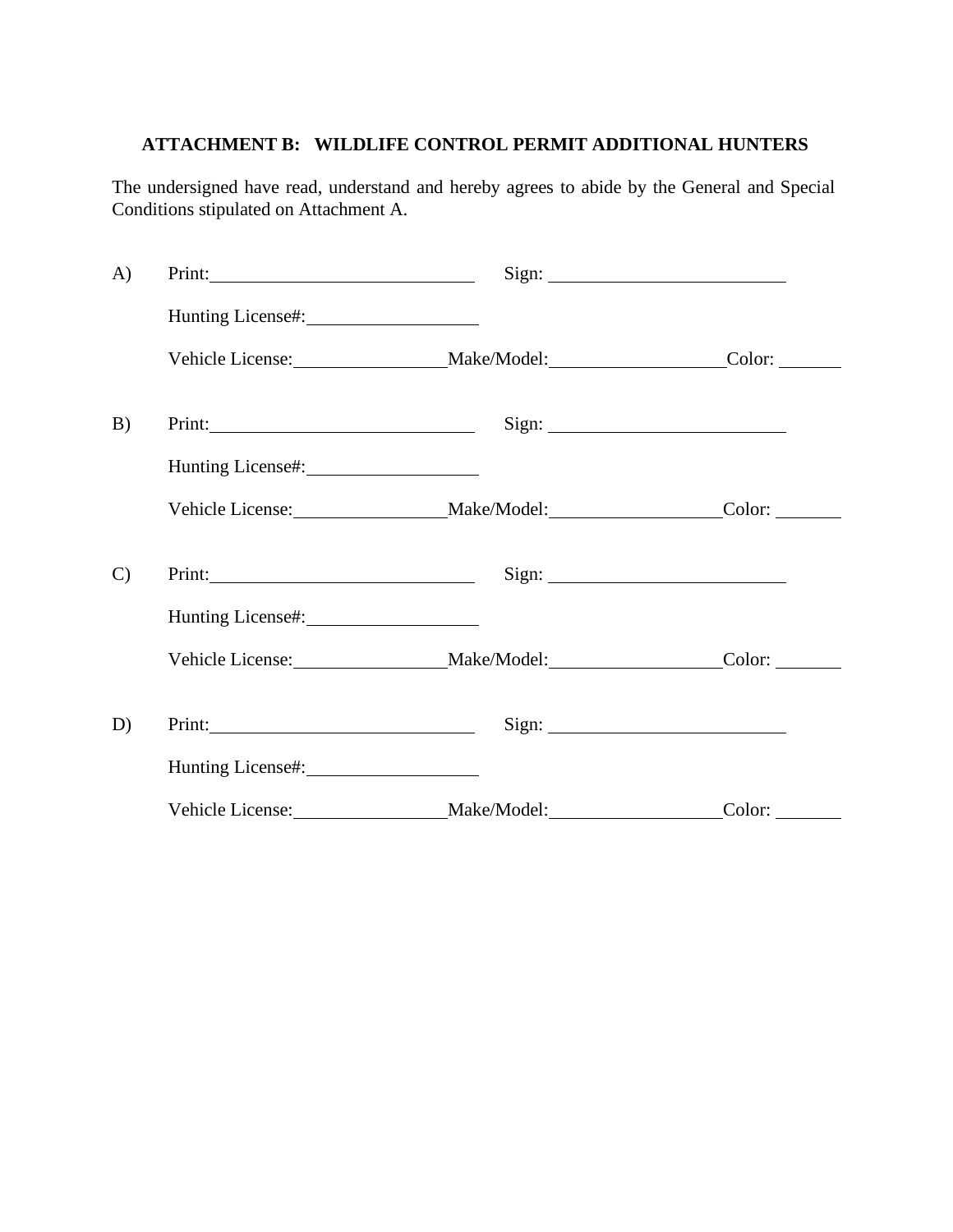**ATTACHMENT B: WILDLIFE CONTROL PERMIT ADDITIONAL HUNTERS**

The undersigned have read, understand and hereby agrees to abide by the General and Special Conditions stipulated on Attachment A.

A) Print:______________________________ Sign: __________________________

Hunting License#:___________________

Vehicle License:_________________Make/Model:___________________Color: _______

B) Print:______________________________ Sign: __________________________

Hunting License#:___________________

Vehicle License:_________________Make/Model:___________________Color: _______

C) Print:______________________________ Sign: __________________________

Hunting License#:___________________

Vehicle License:_________________Make/Model:___________________Color: _______

D) Print:______________________________ Sign: __________________________

Hunting License#:___________________

Vehicle License:_________________Make/Model:___________________Color: _______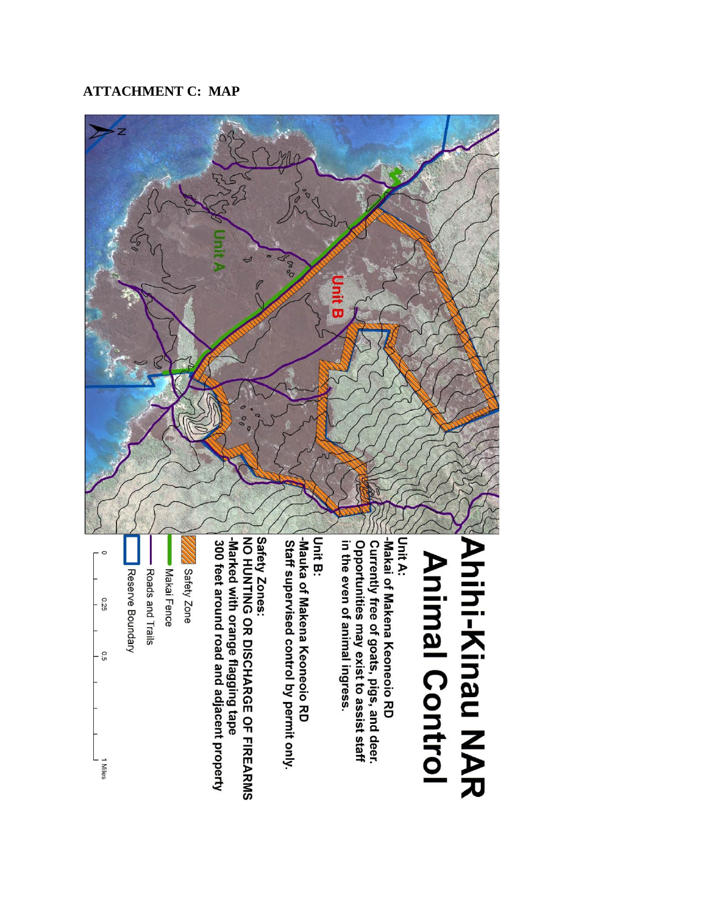**ATTACHMENT C: MAP**

# Ahihi-Kinau NAR Animal Control

Unit A

Unit B

N

**Unit A:**
**-Makai of Makena Keoneoio RD**
**Currently free of goats, pigs, and deer.**
**Opportunities may exist to assist staff**
**in the even of animal ingress.**

**Unit B:**
**-Mauka of Makena Keoneoio RD**
**Staff supervised control by permit only.**

**Safety Zones:**
**NO HUNTING OR DISCHARGE OF FIREARMS**
**-Marked with orange flagging tape**
**300 feet around road and adjacent property**

Safety Zone

Makai Fence

Roads and Trails

Reserve Boundary

0 0.25 0.5 1 Miles